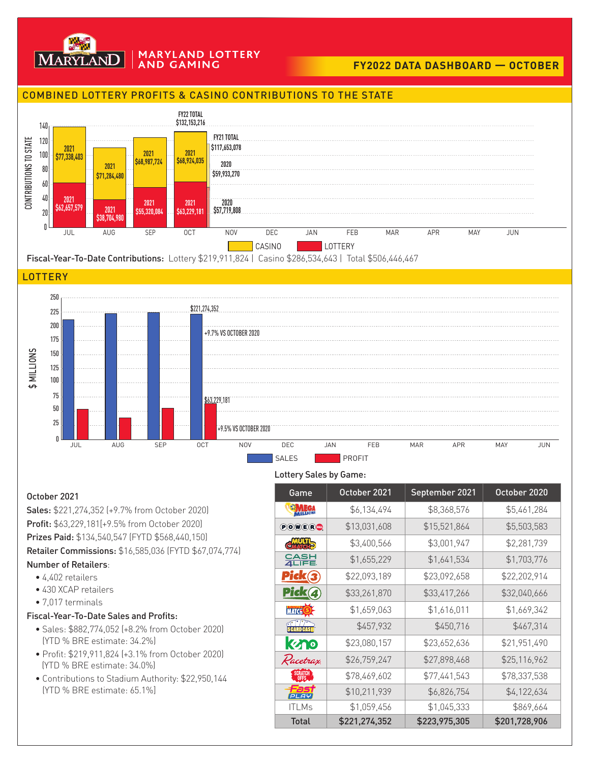# MARYLAND LOTTERY AND GAMING

## FY2022 DATA DASHBOARD — OCTOBER

## COMBINED LOTTERY PROFITS & CASINO CONTRIBUTIONS TO THE STATE

| Month | Casino | Lottery |
|---|---|---|
| JUL | 2021 $77,338,403 | 2021 $62,657,579 |
| AUG | 2021 $71,284,480 | 2021 $38,704,980 |
| SEP | 2021 $68,987,724 | 2021 $55,320,084 |
| OCT | 2021 $68,924,035 | 2021 $63,229,181 |

FY22 TOTAL $132,153,216

FY21 TOTAL $117,653,078 (2020 Casino $59,933,270; 2020 Lottery $57,719,808)

**Fiscal-Year-To-Date Contributions:** Lottery $219,911,824 | Casino $286,534,643 | Total $506,446,467

## LOTTERY

October sales: $221,274,352 (+9.7% VS OCTOBER 2020)

October profit: $63,229,181 (+9.5% VS OCTOBER 2020)

**October 2021**

**Sales:** $221,274,352 (+9.7% from October 2020)

**Profit:** $63,229,181(+9.5% from October 2020)

**Prizes Paid:** $134,540,547 (FYTD $568,440,150)

**Retailer Commissions:** $16,585,036 (FYTD $67,074,774)

**Number of Retailers**:

- 4,402 retailers
- 430 XCAP retailers
- 7,017 terminals

**Fiscal-Year-To-Date Sales and Profits:**

- Sales: $882,774,052 (+8.2% from October 2020) (YTD % BRE estimate: 34.2%)
- Profit: $219,911,824 (+3.1% from October 2020) (YTD % BRE estimate: 34.0%)
- Contributions to Stadium Authority: $22,950,144 (YTD % BRE estimate: 65.1%)

**Lottery Sales by Game:**

| Game | October 2021 | September 2021 | October 2020 |
|---|---|---|---|
| Mega Millions | $6,134,494 | $8,368,576 | $5,461,284 |
| Powerball | $13,031,608 | $15,521,864 | $5,503,583 |
| Multi-Match | $3,400,566 | $3,001,947 | $2,281,739 |
| Cash 4 Life | $1,655,229 | $1,641,534 | $1,703,776 |
| Pick 3 | $22,093,189 | $23,092,658 | $22,202,914 |
| Pick 4 | $33,261,870 | $33,417,266 | $32,040,666 |
| Bonus Match 5 | $1,659,063 | $1,616,011 | $1,669,342 |
| 5 Card Cash | $457,932 | $450,716 | $467,314 |
| Keno | $23,080,157 | $23,652,636 | $21,951,490 |
| Racetrax | $26,759,247 | $27,898,468 | $25,116,962 |
| Scratch-Offs | $78,469,602 | $77,441,543 | $78,337,538 |
| Fast Play | $10,211,939 | $6,826,754 | $4,122,634 |
| ITLMs | $1,059,456 | $1,045,333 | $869,664 |
| **Total** | **$221,274,352** | **$223,975,305** | **$201,728,906** |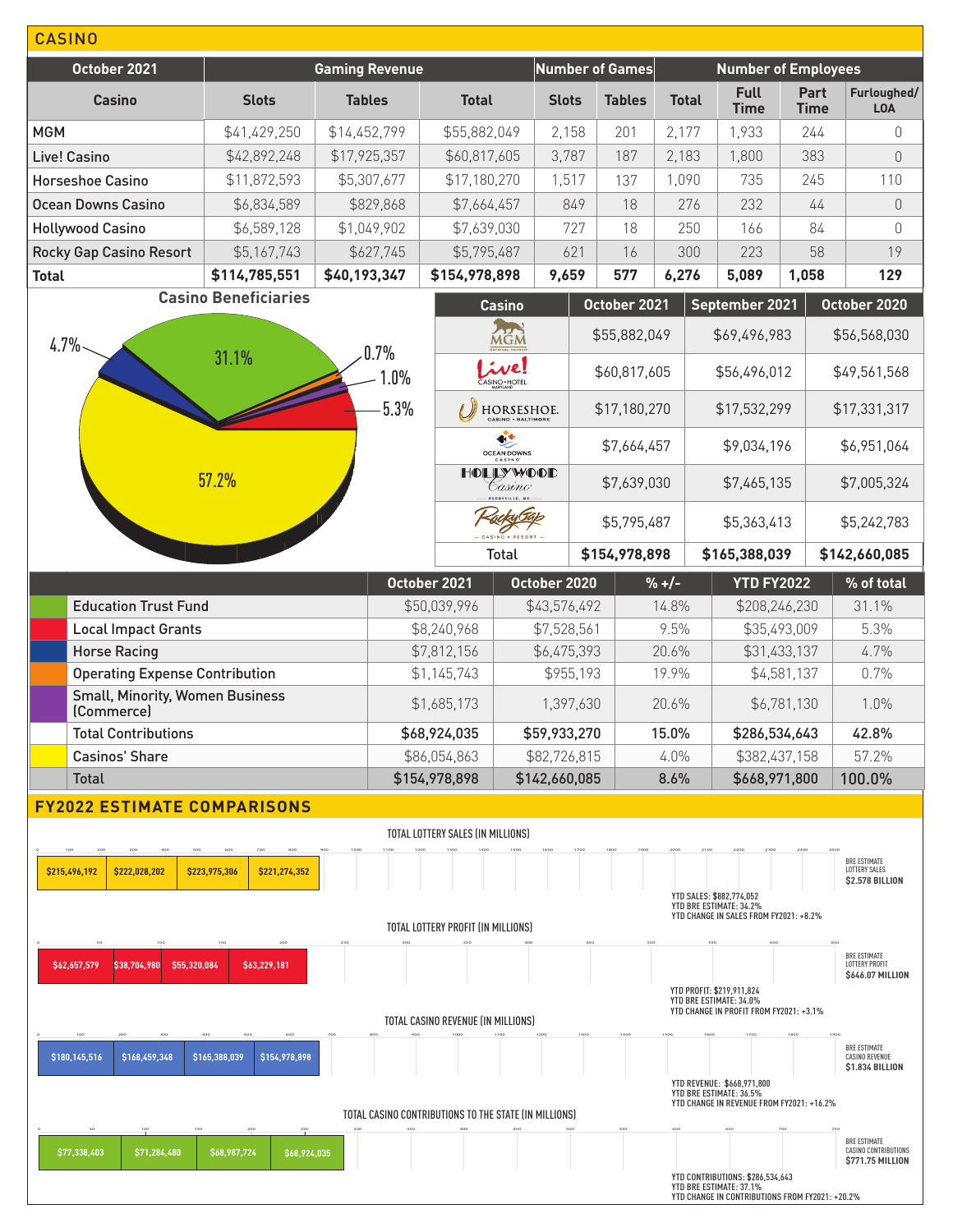## CASINO

| October 2021 | Gaming Revenue | | | Number of Games | | | Number of Employees | | |
|---|---|---|---|---|---|---|---|---|---|
| Casino | Slots | Tables | Total | Slots | Tables | Total | Full Time | Part Time | Furloughed/ LOA |
| MGM | $41,429,250 | $14,452,799 | $55,882,049 | 2,158 | 201 | 2,177 | 1,933 | 244 | 0 |
| Live! Casino | $42,892,248 | $17,925,357 | $60,817,605 | 3,787 | 187 | 2,183 | 1,800 | 383 | 0 |
| Horseshoe Casino | $11,872,593 | $5,307,677 | $17,180,270 | 1,517 | 137 | 1,090 | 735 | 245 | 110 |
| Ocean Downs Casino | $6,834,589 | $829,868 | $7,664,457 | 849 | 18 | 276 | 232 | 44 | 0 |
| Hollywood Casino | $6,589,128 | $1,049,902 | $7,639,030 | 727 | 18 | 250 | 166 | 84 | 0 |
| Rocky Gap Casino Resort | $5,167,743 | $627,745 | $5,795,487 | 621 | 16 | 300 | 223 | 58 | 19 |
| **Total** | **$114,785,551** | **$40,193,347** | **$154,978,898** | **9,659** | **577** | **6,276** | **5,089** | **1,058** | **129** |

### Casino Beneficiaries

31.1%
57.2%
4.7%
0.7%
1.0%
5.3%

| Casino | October 2021 | September 2021 | October 2020 |
|---|---|---|---|
| MGM | $55,882,049 | $69,496,983 | $56,568,030 |
| Live! Casino • Hotel | $60,817,605 | $56,496,012 | $49,561,568 |
| Horseshoe Casino • Baltimore | $17,180,270 | $17,532,299 | $17,331,317 |
| Ocean Downs Casino | $7,664,457 | $9,034,196 | $6,951,064 |
| Hollywood Casino | $7,639,030 | $7,465,135 | $7,005,324 |
| Rocky Gap Casino • Resort | $5,795,487 | $5,363,413 | $5,242,783 |
| Total | **$154,978,898** | **$165,388,039** | **$142,660,085** |

| | October 2021 | October 2020 | % +/- | YTD FY2022 | % of total |
|---|---|---|---|---|---|
| Education Trust Fund | $50,039,996 | $43,576,492 | 14.8% | $208,246,230 | 31.1% |
| Local Impact Grants | $8,240,968 | $7,528,561 | 9.5% | $35,493,009 | 5.3% |
| Horse Racing | $7,812,156 | $6,475,393 | 20.6% | $31,433,137 | 4.7% |
| Operating Expense Contribution | $1,145,743 | $955,193 | 19.9% | $4,581,137 | 0.7% |
| Small, Minority, Women Business (Commerce) | $1,685,173 | 1,397,630 | 20.6% | $6,781,130 | 1.0% |
| Total Contributions | **$68,924,035** | **$59,933,270** | **15.0%** | **$286,534,643** | **42.8%** |
| Casinos' Share | $86,054,863 | $82,726,815 | 4.0% | $382,437,158 | 57.2% |
| Total | **$154,978,898** | **$142,660,085** | **8.6%** | **$668,971,800** | **100.0%** |

## FY2022 ESTIMATE COMPARISONS

TOTAL LOTTERY SALES (IN MILLIONS)

$215,496,192 $222,028,202 $223,975,306 $221,274,352

BRE ESTIMATE LOTTERY SALES **$2.578 BILLION**

YTD SALES: $882,774,052
YTD BRE ESTIMATE: 34.2%
YTD CHANGE IN SALES FROM FY2021: +8.2%

TOTAL LOTTERY PROFIT (IN MILLIONS)

$62,657,579 $38,704,980 $55,320,084 $63,229,181

BRE ESTIMATE LOTTERY PROFIT **$646.07 MILLION**

YTD PROFIT: $219,911,824
YTD BRE ESTIMATE: 34.0%
YTD CHANGE IN PROFIT FROM FY2021: +3.1%

TOTAL CASINO REVENUE (IN MILLIONS)

$180,145,516 $168,459,348 $165,388,039 $154,978,898

BRE ESTIMATE CASINO REVENUE **$1.834 BILLION**

YTD REVENUE: $668,971,800
YTD BRE ESTIMATE: 36.5%
YTD CHANGE IN REVENUE FROM FY2021: +16.2%

TOTAL CASINO CONTRIBUTIONS TO THE STATE (IN MILLIONS)

$77,338,403 $71,284,480 $68,987,724 $68,924,035

BRE ESTIMATE CASINO CONTRIBUTIONS **$771.75 MILLION**

YTD CONTRIBUTIONS: $286,534,643
YTD BRE ESTIMATE: 37.1%
YTD CHANGE IN CONTRIBUTIONS FROM FY2021: +20.2%